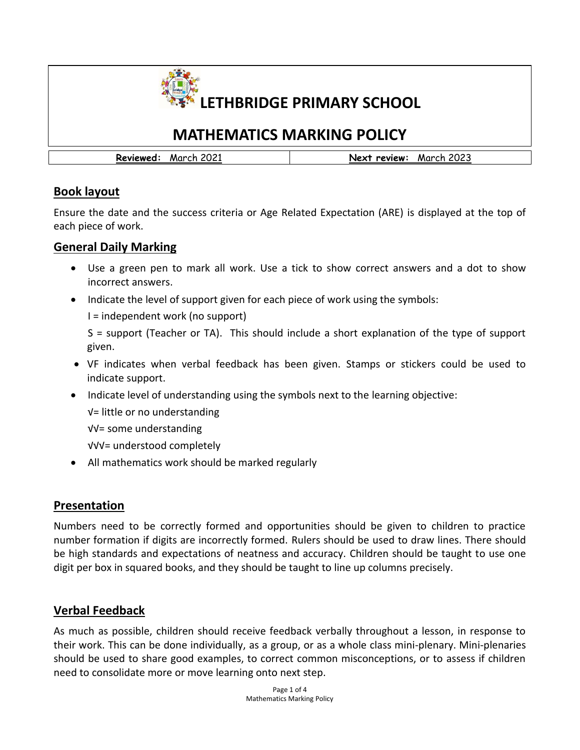# LETHBRIDGE PRIMARY SCHOOL

# MATHEMATICS MARKING POLICY

| **Reviewed:** March 2021 | **Next review:** March 2023 |
| --- | --- |

## Book layout

Ensure the date and the success criteria or Age Related Expectation (ARE) is displayed at the top of each piece of work.

## General Daily Marking

- Use a green pen to mark all work. Use a tick to show correct answers and a dot to show incorrect answers.
- Indicate the level of support given for each piece of work using the symbols:

  I = independent work (no support)

  S = support (Teacher or TA). This should include a short explanation of the type of support given.
- VF indicates when verbal feedback has been given. Stamps or stickers could be used to indicate support.
- Indicate level of understanding using the symbols next to the learning objective:

  √= little or no understanding

  √√= some understanding

  √√√= understood completely
- All mathematics work should be marked regularly

## Presentation

Numbers need to be correctly formed and opportunities should be given to children to practice number formation if digits are incorrectly formed. Rulers should be used to draw lines. There should be high standards and expectations of neatness and accuracy. Children should be taught to use one digit per box in squared books, and they should be taught to line up columns precisely.

## Verbal Feedback

As much as possible, children should receive feedback verbally throughout a lesson, in response to their work. This can be done individually, as a group, or as a whole class mini-plenary. Mini-plenaries should be used to share good examples, to correct common misconceptions, or to assess if children need to consolidate more or move learning onto next step.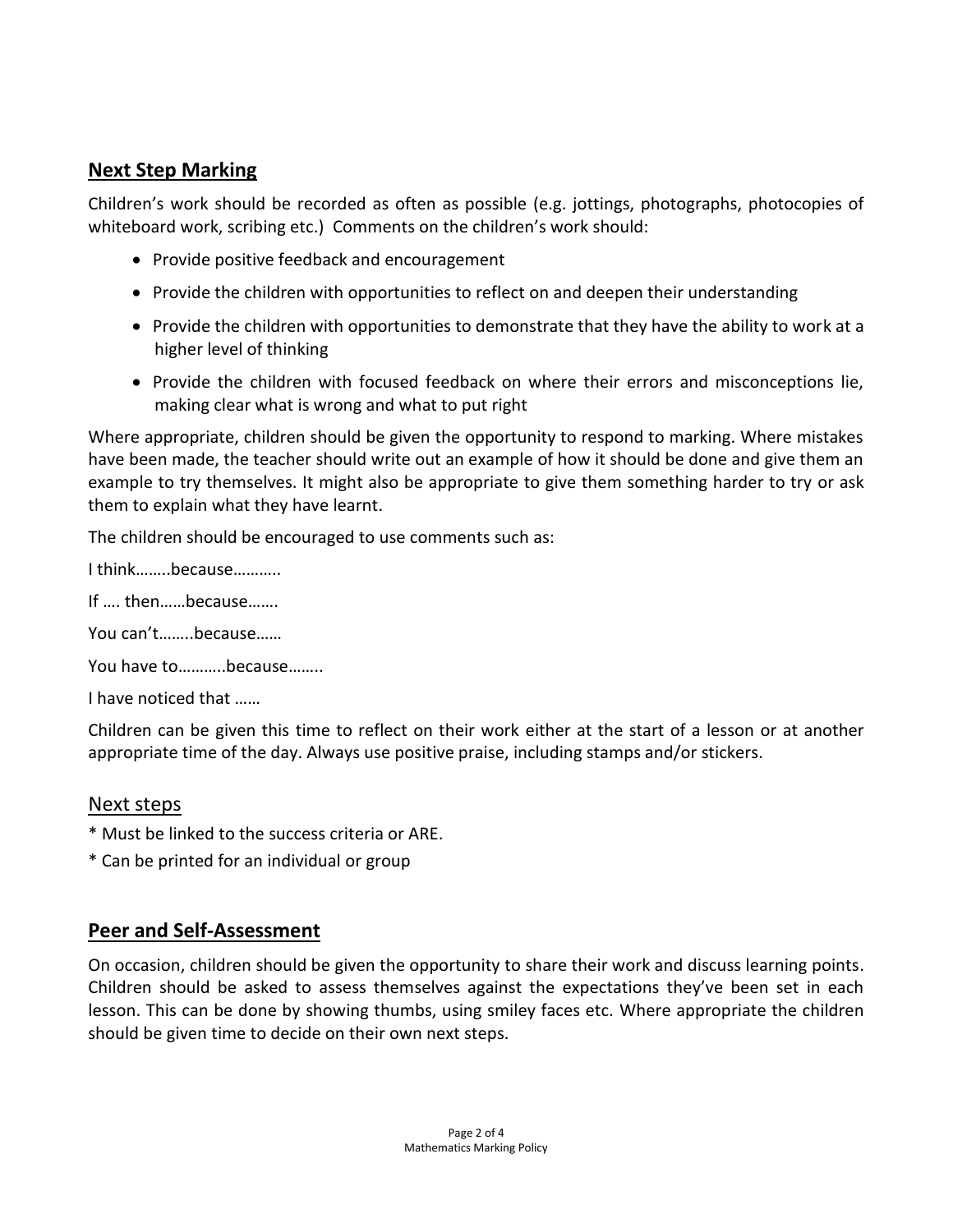## **Next Step Marking**

Children's work should be recorded as often as possible (e.g. jottings, photographs, photocopies of whiteboard work, scribing etc.) Comments on the children's work should:

- Provide positive feedback and encouragement
- Provide the children with opportunities to reflect on and deepen their understanding
- Provide the children with opportunities to demonstrate that they have the ability to work at a higher level of thinking
- Provide the children with focused feedback on where their errors and misconceptions lie, making clear what is wrong and what to put right

Where appropriate, children should be given the opportunity to respond to marking. Where mistakes have been made, the teacher should write out an example of how it should be done and give them an example to try themselves. It might also be appropriate to give them something harder to try or ask them to explain what they have learnt.

The children should be encouraged to use comments such as:

I think……..because………..

If …. then……because…….

You can't……..because……

You have to………..because……..

I have noticed that ……

Children can be given this time to reflect on their work either at the start of a lesson or at another appropriate time of the day. Always use positive praise, including stamps and/or stickers.

### Next steps

* Must be linked to the success criteria or ARE.
* Can be printed for an individual or group

## **Peer and Self-Assessment**

On occasion, children should be given the opportunity to share their work and discuss learning points. Children should be asked to assess themselves against the expectations they've been set in each lesson. This can be done by showing thumbs, using smiley faces etc. Where appropriate the children should be given time to decide on their own next steps.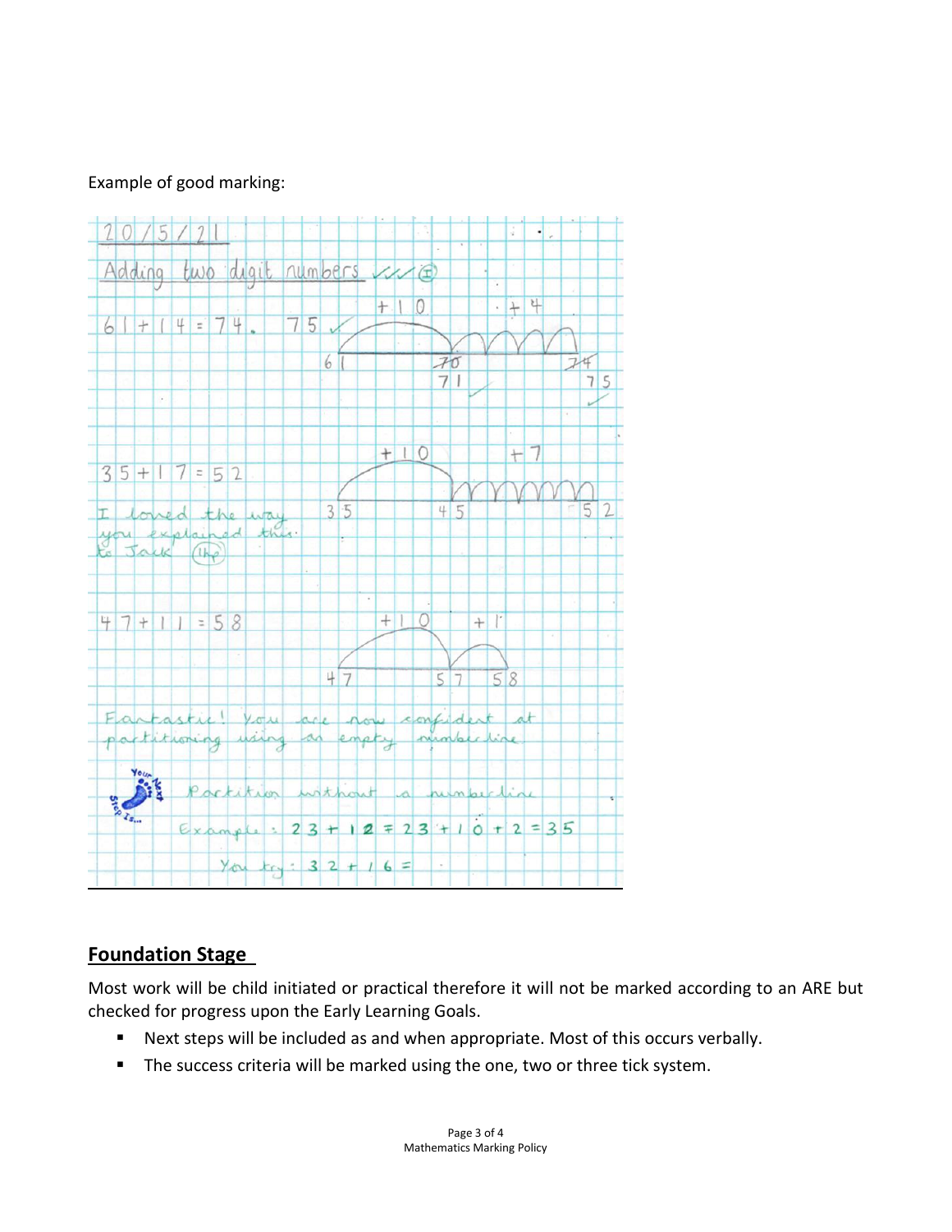Example of good marking:

20/5/21

Adding two digit numbers ✓✓✓ (I)

61 + 14 = 74. 75 ✓

+10 +4

61 70 71 74 75

35 + 17 = 52

+10 +7

35 45 52

I loved the way you explained this to Jack (Ihp)

47 + 11 = 58

+10 +1

47 57 58

Fantastic! You are now confident at partitioning using an empty numberline

Your Next Step Is...

Partition without a numberline

Example: 23 + 12 = 23 + 10 + 2 = 35

You try: 32 + 16 =

## Foundation Stage

Most work will be child initiated or practical therefore it will not be marked according to an ARE but checked for progress upon the Early Learning Goals.

- Next steps will be included as and when appropriate. Most of this occurs verbally.
- The success criteria will be marked using the one, two or three tick system.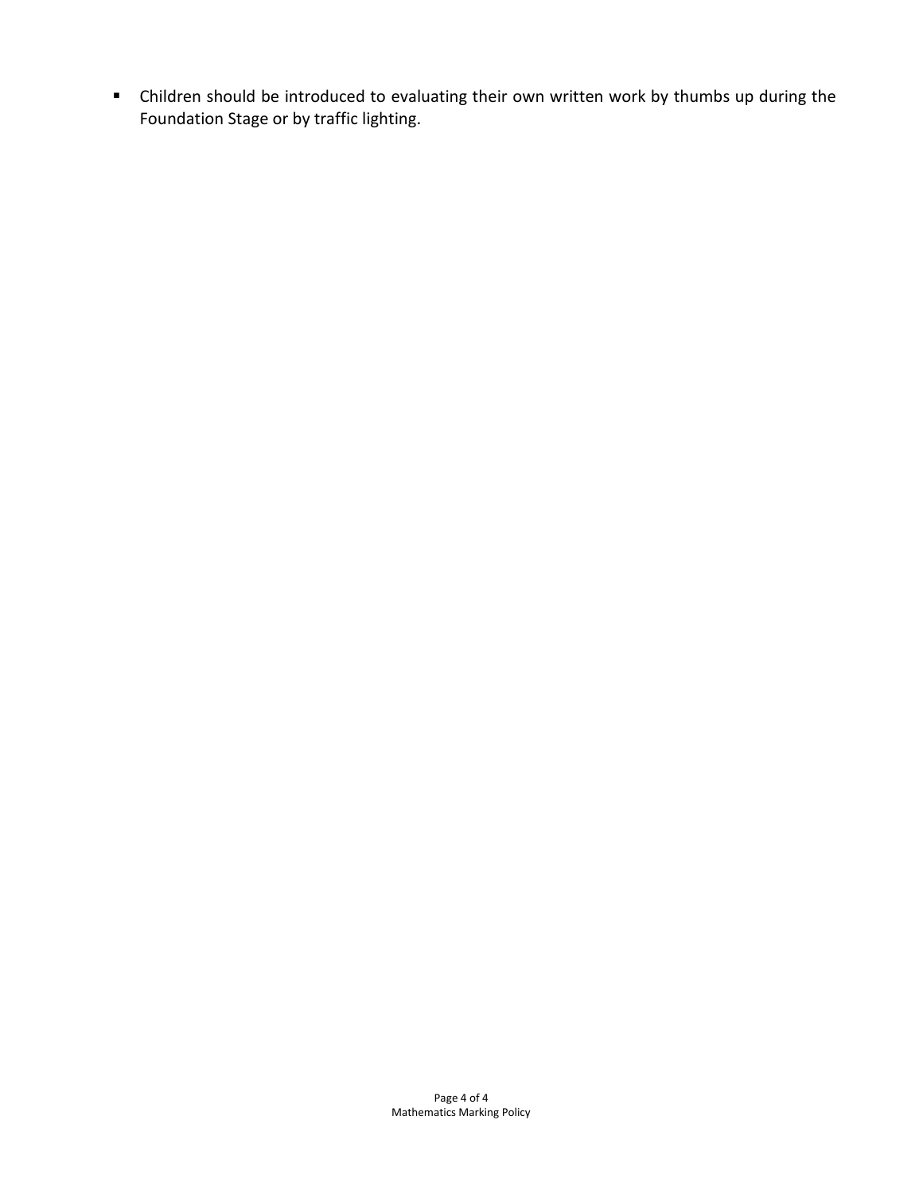- Children should be introduced to evaluating their own written work by thumbs up during the Foundation Stage or by traffic lighting.